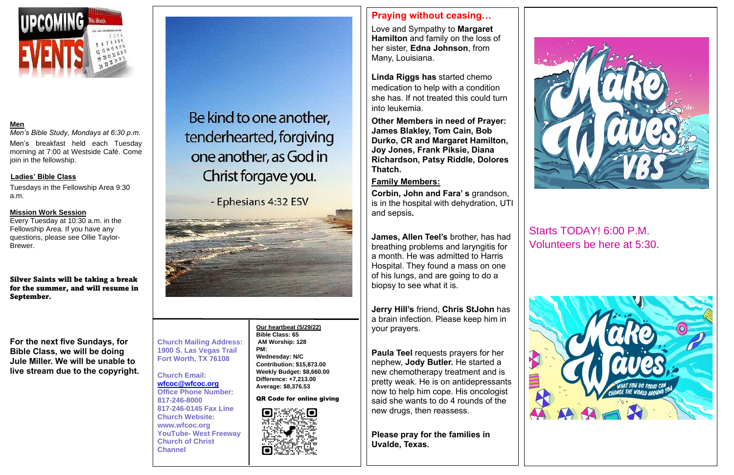UPCOMING EVENTS

**Men**

*Men's Bible Study, Mondays at 6:30 p.m.*

Men's breakfast held each Tuesday morning at 7:00 at Westside Café. Come join in the fellowship.

**Ladies' Bible Class**

Tuesdays in the Fellowship Area 9:30 a.m.

**Mission Work Session**

Every Tuesday at 10:30 a.m. in the Fellowship Area. If you have any questions, please see Ollie Taylor-Brewer.

**Silver Saints will be taking a break for the summer, and will resume in September.**

**For the next five Sundays, for Bible Class, we will be doing Jule Miller. We will be unable to live stream due to the copyright.**

Be kind to one another, tenderhearted, forgiving one another, as God in Christ forgave you.

- Ephesians 4:32 ESV

**Church Mailing Address:**
**1900 S. Las Vegas Trail**
**Fort Worth, TX 76108**

**Church Email:**
**wfcoc@wfcoc.org**
**Office Phone Number:**
**817-246-8000**
**817-246-0145 Fax Line**
**Church Website:**
**www.wfcoc.org**
**YouTube- West Freeway Church of Christ Channel**

**Our heartbeat (5/29/22)**
**Bible Class: 65**
**AM Worship: 128**
**PM:**
**Wednesday: N/C**
**Contribution: $15,873.00**
**Weekly Budget: $8,660.00**
**Difference: +7,213.00**
**Average: $8,376.53**

**QR Code for online giving**

## Praying without ceasing…

Love and Sympathy to **Margaret Hamilton** and family on the loss of her sister, **Edna Johnson**, from Many, Louisiana.

**Linda Riggs has** started chemo medication to help with a condition she has. If not treated this could turn into leukemia.

**Other Members in need of Prayer: James Blakley, Tom Cain, Bob Durko, CR and Margaret Hamilton, Joy Jones, Frank Piksie, Diana Richardson, Patsy Riddle, Dolores Thatch.**

**Family Members:**

**Corbin, John and Fara' s** grandson, is in the hospital with dehydration, UTI and sepsis**.**

**James, Allen Teel's** brother, has had breathing problems and laryngitis for a month. He was admitted to Harris Hospital. They found a mass on one of his lungs, and are going to do a biopsy to see what it is.

**Jerry Hill's** friend, **Chris StJohn** has a brain infection. Please keep him in your prayers.

**Paula Teel** requests prayers for her nephew, **Jody Butler.** He started a new chemotherapy treatment and is pretty weak. He is on antidepressants now to help him cope. His oncologist said she wants to do 4 rounds of the new drugs, then reassess.

**Please pray for the families in Uvalde, Texas.**

Make Waves VBS

Starts TODAY! 6:00 P.M.
Volunteers be here at 5:30.

Make Waves
WHAT YOU DO TODAY CAN CHANGE THE WORLD AROUND YOU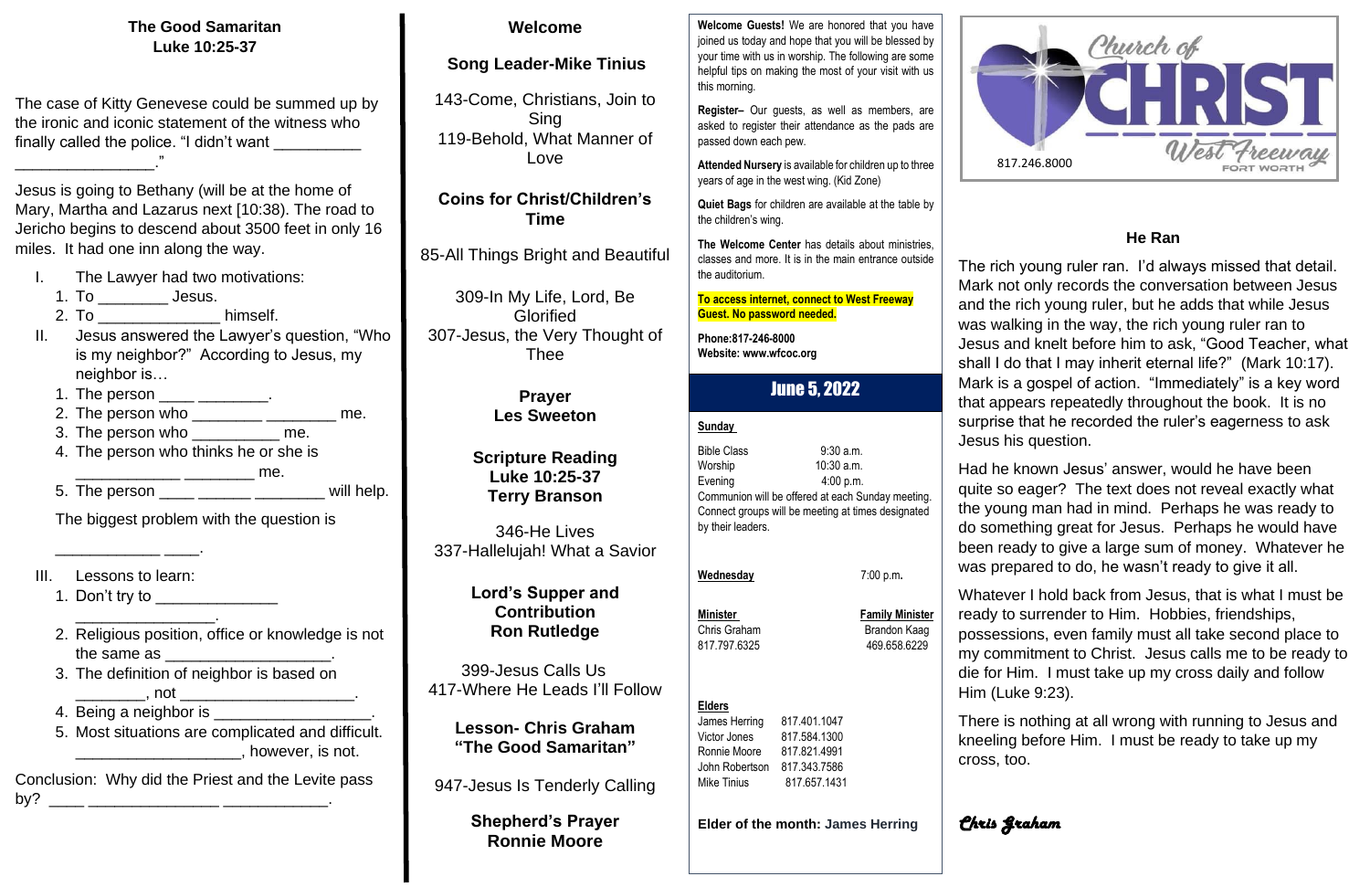## The Good Samaritan
## Luke 10:25-37

The case of Kitty Genevese could be summed up by the ironic and iconic statement of the witness who finally called the police. "I didn't want __________ ________________."

Jesus is going to Bethany (will be at the home of Mary, Martha and Lazarus next [10:38). The road to Jericho begins to descend about 3500 feet in only 16 miles. It had one inn along the way.

I. The Lawyer had two motivations:
   1. To ________ Jesus.
   2. To ______________ himself.
II. Jesus answered the Lawyer's question, "Who is my neighbor?" According to Jesus, my neighbor is…
   1. The person ____ ________.
   2. The person who ________ ________ me.
   3. The person who __________ me.
   4. The person who thinks he or she is ____________ ________ me.
   5. The person ____ ______ ________ will help.

   The biggest problem with the question is ____________ ____.
III. Lessons to learn:
   1. Don't try to ______________ ________________.
   2. Religious position, office or knowledge is not the same as ___________________.
   3. The definition of neighbor is based on ________, not ____________________.
   4. Being a neighbor is _________________.
   5. Most situations are complicated and difficult. ___________________, however, is not.

Conclusion: Why did the Priest and the Levite pass by? ____ _______________ ____________.

## Welcome

**Song Leader-Mike Tinius**

143-Come, Christians, Join to Sing
119-Behold, What Manner of Love

**Coins for Christ/Children's Time**

85-All Things Bright and Beautiful

309-In My Life, Lord, Be Glorified
307-Jesus, the Very Thought of Thee

**Prayer**
**Les Sweeton**

**Scripture Reading**
**Luke 10:25-37**
**Terry Branson**

346-He Lives
337-Hallelujah! What a Savior

**Lord's Supper and Contribution**
**Ron Rutledge**

399-Jesus Calls Us
417-Where He Leads I'll Follow

**Lesson- Chris Graham**
**"The Good Samaritan"**

947-Jesus Is Tenderly Calling

**Shepherd's Prayer**
**Ronnie Moore**

**Welcome Guests!** We are honored that you have joined us today and hope that you will be blessed by your time with us in worship. The following are some helpful tips on making the most of your visit with us this morning.

**Register–** Our guests, as well as members, are asked to register their attendance as the pads are passed down each pew.

**Attended Nursery** is available for children up to three years of age in the west wing. (Kid Zone)

**Quiet Bags** for children are available at the table by the children's wing.

**The Welcome Center** has details about ministries, classes and more. It is in the main entrance outside the auditorium.

**To access internet, connect to West Freeway Guest. No password needed.**

**Phone:817-246-8000**
**Website: www.wfcoc.org**

## June 5, 2022

**Sunday**

| | |
|---|---|
| Bible Class | 9:30 a.m. |
| Worship | 10:30 a.m. |
| Evening | 4:00 p.m. |

Communion will be offered at each Sunday meeting. Connect groups will be meeting at times designated by their leaders.

**Wednesday** 7:00 p.m.

**Minister**
Chris Graham
817.797.6325

**Family Minister**
Brandon Kaag
469.658.6229

**Elders**

| | |
|---|---|
| James Herring | 817.401.1047 |
| Victor Jones | 817.584.1300 |
| Ronnie Moore | 817.821.4991 |
| John Robertson | 817.343.7586 |
| Mike Tinius | 817.657.1431 |

**Elder of the month: James Herring**

Church of CHRIST
West Freeway
FORT WORTH
817.246.8000

## He Ran

The rich young ruler ran. I'd always missed that detail. Mark not only records the conversation between Jesus and the rich young ruler, but he adds that while Jesus was walking in the way, the rich young ruler ran to Jesus and knelt before him to ask, "Good Teacher, what shall I do that I may inherit eternal life?" (Mark 10:17). Mark is a gospel of action. "Immediately" is a key word that appears repeatedly throughout the book. It is no surprise that he recorded the ruler's eagerness to ask Jesus his question.

Had he known Jesus' answer, would he have been quite so eager? The text does not reveal exactly what the young man had in mind. Perhaps he was ready to do something great for Jesus. Perhaps he would have been ready to give a large sum of money. Whatever he was prepared to do, he wasn't ready to give it all.

Whatever I hold back from Jesus, that is what I must be ready to surrender to Him. Hobbies, friendships, possessions, even family must all take second place to my commitment to Christ. Jesus calls me to be ready to die for Him. I must take up my cross daily and follow Him (Luke 9:23).

There is nothing at all wrong with running to Jesus and kneeling before Him. I must be ready to take up my cross, too.

*Chris Graham*